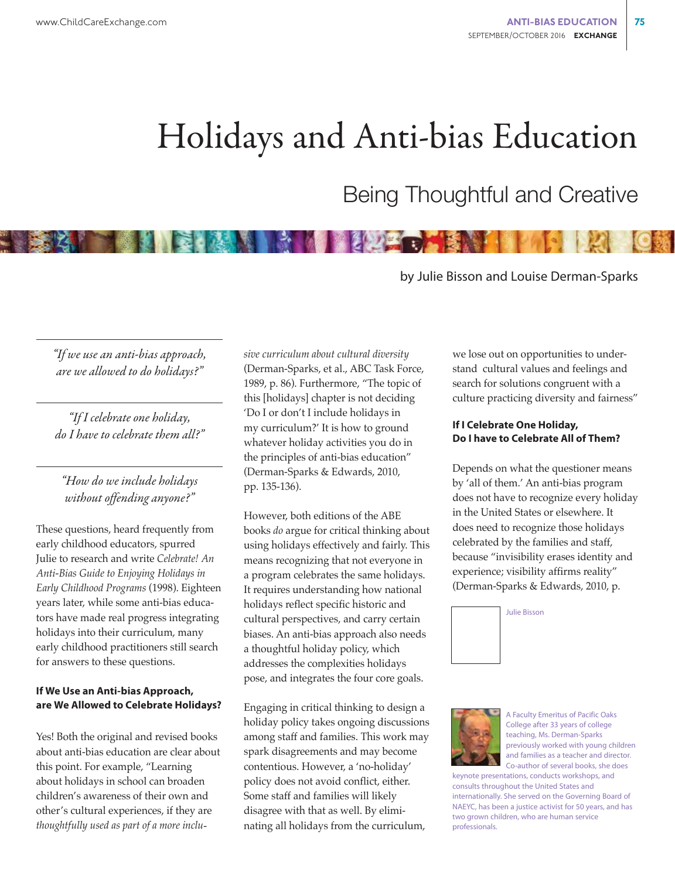# Holidays and Anti-bias Education

## Being Thoughtful and Creative

by Julie Bisson and Louise Derman-Sparks

*"If we use an anti-bias approach, are we allowed to do holidays?"*

*"If I celebrate one holiday, do I have to celebrate them all?"*

*"How do we include holidays without offending anyone?"*

These questions, heard frequently from early childhood educators, spurred Julie to research and write *Celebrate! An Anti-Bias Guide to Enjoying Holidays in Early Childhood Programs* (1998). Eighteen years later, while some anti-bias educators have made real progress integrating holidays into their curriculum, many early childhood practitioners still search for answers to these questions.

**If We Use an Anti-bias Approach, are We Allowed to Celebrate Holidays?**

Yes! Both the original and revised books about anti-bias education are clear about this point. For example, "Learning about holidays in school can broaden children's awareness of their own and other's cultural experiences, if they are *thoughtfully used as part of a more inclusive curriculum about cultural diversity* (Derman-Sparks, et al., ABC Task Force, 1989, p. 86). Furthermore, "The topic of this [holidays] chapter is not deciding 'Do I or don't I include holidays in my curriculum?' It is how to ground whatever holiday activities you do in the principles of anti-bias education" (Derman-Sparks & Edwards, 2010, pp. 135-136).

However, both editions of the ABE books *do* argue for critical thinking about using holidays effectively and fairly. This means recognizing that not everyone in a program celebrates the same holidays. It requires understanding how national holidays reflect specific historic and cultural perspectives, and carry certain biases. An anti-bias approach also needs a thoughtful holiday policy, which addresses the complexities holidays pose, and integrates the four core goals.

Engaging in critical thinking to design a holiday policy takes ongoing discussions among staff and families. This work may spark disagreements and may become contentious. However, a 'no-holiday' policy does not avoid conflict, either. Some staff and families will likely disagree with that as well. By eliminating all holidays from the curriculum, we lose out on opportunities to understand cultural values and feelings and search for solutions congruent with a culture practicing diversity and fairness"

**If I Celebrate One Holiday, Do I have to Celebrate All of Them?**

Depends on what the questioner means by 'all of them.' An anti-bias program does not have to recognize every holiday in the United States or elsewhere. It does need to recognize those holidays celebrated by the families and staff, because "invisibility erases identity and experience; visibility affirms reality" (Derman-Sparks & Edwards, 2010, p.

Julie Bisson

A Faculty Emeritus of Pacific Oaks College after 33 years of college teaching, Ms. Derman-Sparks previously worked with young children and families as a teacher and director. Co-author of several books, she does keynote presentations, conducts workshops, and consults throughout the United States and internationally. She served on the Governing Board of NAEYC, has been a justice activist for 50 years, and has two grown children, who are human service professionals.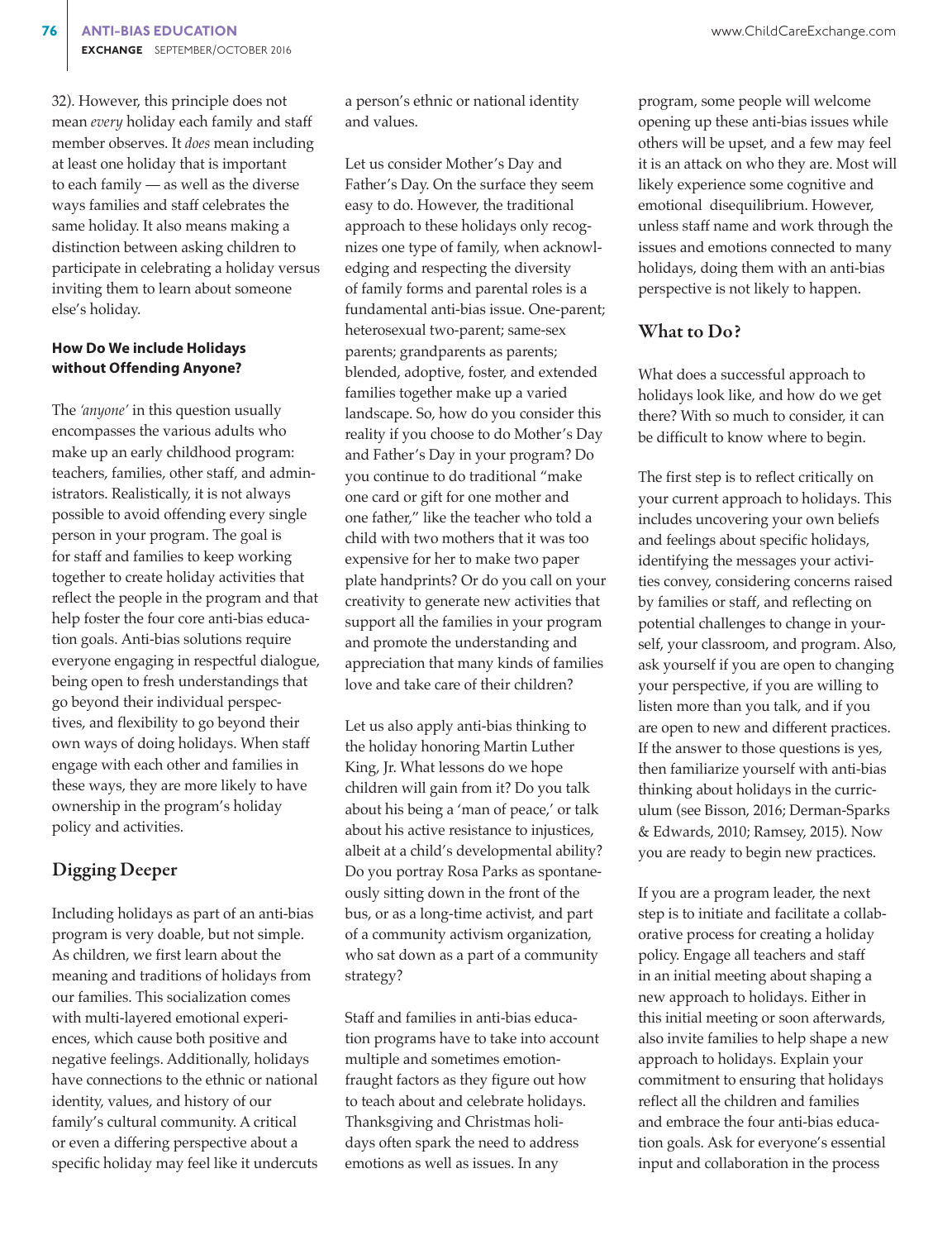32). However, this principle does not mean *every* holiday each family and staff member observes. It *does* mean including at least one holiday that is important to each family — as well as the diverse ways families and staff celebrates the same holiday. It also means making a distinction between asking children to participate in celebrating a holiday versus inviting them to learn about someone else's holiday.

**How Do We include Holidays without Offending Anyone?**

The *'anyone'* in this question usually encompasses the various adults who make up an early childhood program: teachers, families, other staff, and administrators. Realistically, it is not always possible to avoid offending every single person in your program. The goal is for staff and families to keep working together to create holiday activities that reflect the people in the program and that help foster the four core anti-bias education goals. Anti-bias solutions require everyone engaging in respectful dialogue, being open to fresh understandings that go beyond their individual perspectives, and flexibility to go beyond their own ways of doing holidays. When staff engage with each other and families in these ways, they are more likely to have ownership in the program's holiday policy and activities.

## Digging Deeper

Including holidays as part of an anti-bias program is very doable, but not simple. As children, we first learn about the meaning and traditions of holidays from our families. This socialization comes with multi-layered emotional experiences, which cause both positive and negative feelings. Additionally, holidays have connections to the ethnic or national identity, values, and history of our family's cultural community. A critical or even a differing perspective about a specific holiday may feel like it undercuts a person's ethnic or national identity and values.

Let us consider Mother's Day and Father's Day. On the surface they seem easy to do. However, the traditional approach to these holidays only recognizes one type of family, when acknowledging and respecting the diversity of family forms and parental roles is a fundamental anti-bias issue. One-parent; heterosexual two-parent; same-sex parents; grandparents as parents; blended, adoptive, foster, and extended families together make up a varied landscape. So, how do you consider this reality if you choose to do Mother's Day and Father's Day in your program? Do you continue to do traditional "make one card or gift for one mother and one father," like the teacher who told a child with two mothers that it was too expensive for her to make two paper plate handprints? Or do you call on your creativity to generate new activities that support all the families in your program and promote the understanding and appreciation that many kinds of families love and take care of their children?

Let us also apply anti-bias thinking to the holiday honoring Martin Luther King, Jr. What lessons do we hope children will gain from it? Do you talk about his being a 'man of peace,' or talk about his active resistance to injustices, albeit at a child's developmental ability? Do you portray Rosa Parks as spontaneously sitting down in the front of the bus, or as a long-time activist, and part of a community activism organization, who sat down as a part of a community strategy?

Staff and families in anti-bias education programs have to take into account multiple and sometimes emotion-fraught factors as they figure out how to teach about and celebrate holidays. Thanksgiving and Christmas holidays often spark the need to address emotions as well as issues. In any program, some people will welcome opening up these anti-bias issues while others will be upset, and a few may feel it is an attack on who they are. Most will likely experience some cognitive and emotional disequilibrium. However, unless staff name and work through the issues and emotions connected to many holidays, doing them with an anti-bias perspective is not likely to happen.

## What to Do?

What does a successful approach to holidays look like, and how do we get there? With so much to consider, it can be difficult to know where to begin.

The first step is to reflect critically on your current approach to holidays. This includes uncovering your own beliefs and feelings about specific holidays, identifying the messages your activities convey, considering concerns raised by families or staff, and reflecting on potential challenges to change in yourself, your classroom, and program. Also, ask yourself if you are open to changing your perspective, if you are willing to listen more than you talk, and if you are open to new and different practices. If the answer to those questions is yes, then familiarize yourself with anti-bias thinking about holidays in the curriculum (see Bisson, 2016; Derman-Sparks & Edwards, 2010; Ramsey, 2015). Now you are ready to begin new practices.

If you are a program leader, the next step is to initiate and facilitate a collaborative process for creating a holiday policy. Engage all teachers and staff in an initial meeting about shaping a new approach to holidays. Either in this initial meeting or soon afterwards, also invite families to help shape a new approach to holidays. Explain your commitment to ensuring that holidays reflect all the children and families and embrace the four anti-bias education goals. Ask for everyone's essential input and collaboration in the process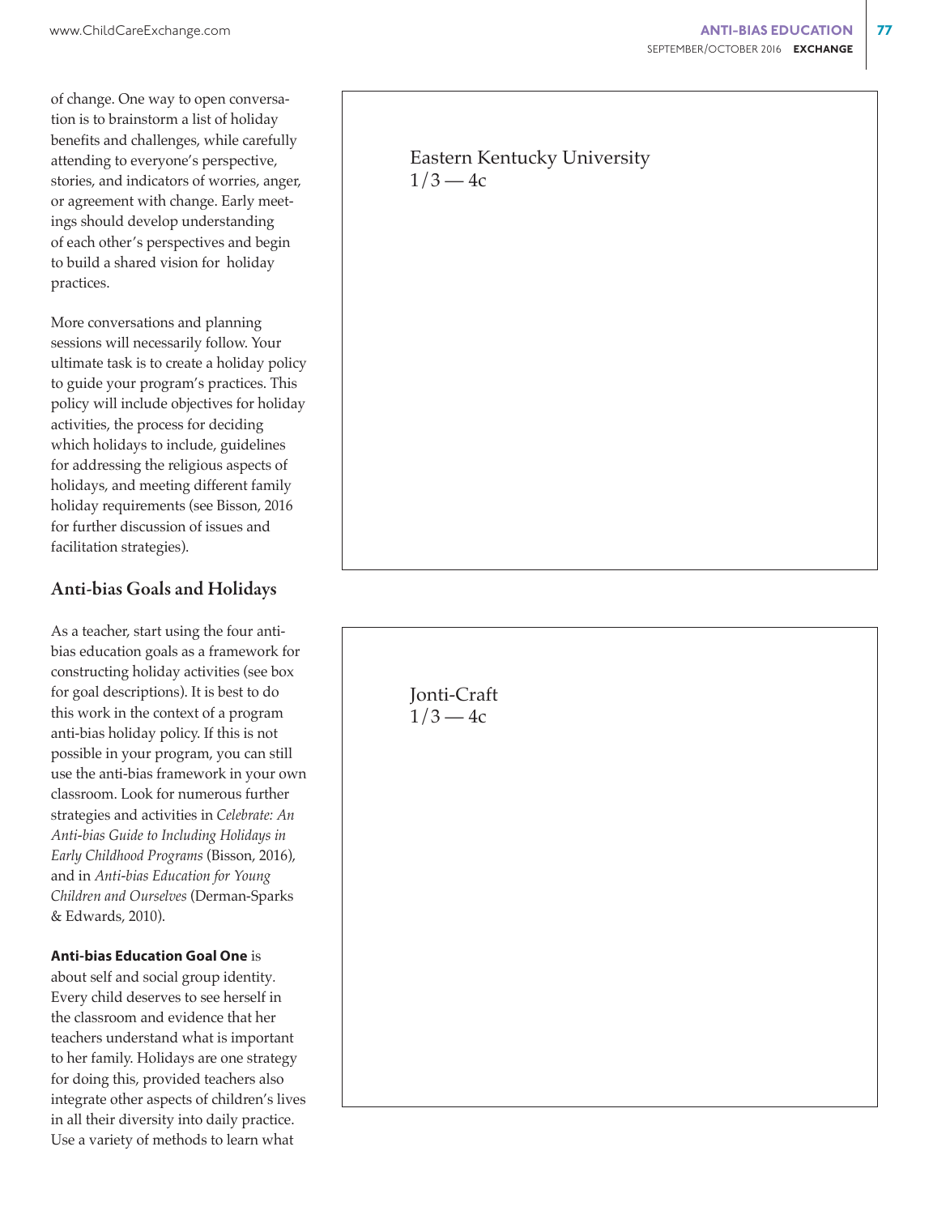of change. One way to open conversation is to brainstorm a list of holiday benefits and challenges, while carefully attending to everyone's perspective, stories, and indicators of worries, anger, or agreement with change. Early meetings should develop understanding of each other's perspectives and begin to build a shared vision for holiday practices.

More conversations and planning sessions will necessarily follow. Your ultimate task is to create a holiday policy to guide your program's practices. This policy will include objectives for holiday activities, the process for deciding which holidays to include, guidelines for addressing the religious aspects of holidays, and meeting different family holiday requirements (see Bisson, 2016 for further discussion of issues and facilitation strategies).

## Anti-bias Goals and Holidays

As a teacher, start using the four anti-bias education goals as a framework for constructing holiday activities (see box for goal descriptions). It is best to do this work in the context of a program anti-bias holiday policy. If this is not possible in your program, you can still use the anti-bias framework in your own classroom. Look for numerous further strategies and activities in *Celebrate: An Anti-bias Guide to Including Holidays in Early Childhood Programs* (Bisson, 2016), and in *Anti-bias Education for Young Children and Ourselves* (Derman-Sparks & Edwards, 2010).

**Anti-bias Education Goal One** is about self and social group identity. Every child deserves to see herself in the classroom and evidence that her teachers understand what is important to her family. Holidays are one strategy for doing this, provided teachers also integrate other aspects of children's lives in all their diversity into daily practice. Use a variety of methods to learn what

Eastern Kentucky University
1/3 — 4c

Jonti-Craft
1/3 — 4c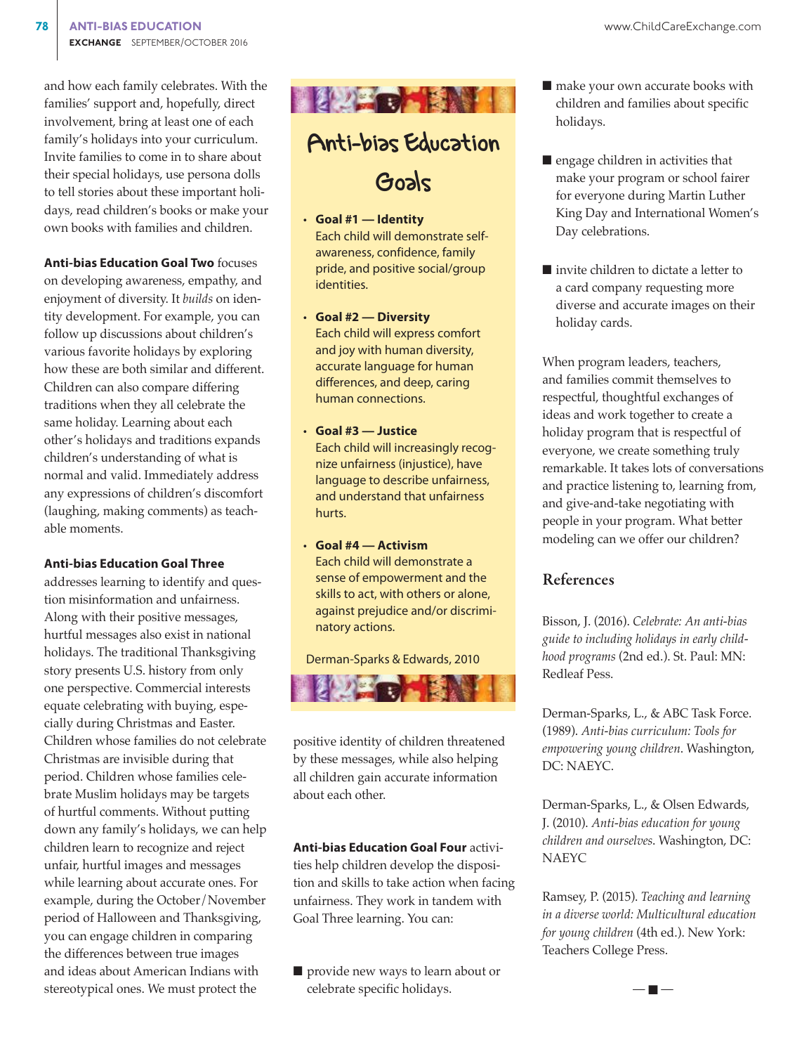and how each family celebrates. With the families' support and, hopefully, direct involvement, bring at least one of each family's holidays into your curriculum. Invite families to come in to share about their special holidays, use persona dolls to tell stories about these important holidays, read children's books or make your own books with families and children.

**Anti-bias Education Goal Two** focuses on developing awareness, empathy, and enjoyment of diversity. It *builds* on identity development. For example, you can follow up discussions about children's various favorite holidays by exploring how these are both similar and different. Children can also compare differing traditions when they all celebrate the same holiday. Learning about each other's holidays and traditions expands children's understanding of what is normal and valid. Immediately address any expressions of children's discomfort (laughing, making comments) as teachable moments.

**Anti-bias Education Goal Three** addresses learning to identify and question misinformation and unfairness. Along with their positive messages, hurtful messages also exist in national holidays. The traditional Thanksgiving story presents U.S. history from only one perspective. Commercial interests equate celebrating with buying, especially during Christmas and Easter. Children whose families do not celebrate Christmas are invisible during that period. Children whose families celebrate Muslim holidays may be targets of hurtful comments. Without putting down any family's holidays, we can help children learn to recognize and reject unfair, hurtful images and messages while learning about accurate ones. For example, during the October/November period of Halloween and Thanksgiving, you can engage children in comparing the differences between true images and ideas about American Indians with stereotypical ones. We must protect the positive identity of children threatened by these messages, while also helping all children gain accurate information about each other.

## Anti-bias Education Goals

- **Goal #1 — Identity**
  Each child will demonstrate self-awareness, confidence, family pride, and positive social/group identities.
- **Goal #2 — Diversity**
  Each child will express comfort and joy with human diversity, accurate language for human differences, and deep, caring human connections.
- **Goal #3 — Justice**
  Each child will increasingly recognize unfairness (injustice), have language to describe unfairness, and understand that unfairness hurts.
- **Goal #4 — Activism**
  Each child will demonstrate a sense of empowerment and the skills to act, with others or alone, against prejudice and/or discriminatory actions.

Derman-Sparks & Edwards, 2010

**Anti-bias Education Goal Four** activities help children develop the disposition and skills to take action when facing unfairness. They work in tandem with Goal Three learning. You can:

- provide new ways to learn about or celebrate specific holidays.
- make your own accurate books with children and families about specific holidays.
- engage children in activities that make your program or school fairer for everyone during Martin Luther King Day and International Women's Day celebrations.
- invite children to dictate a letter to a card company requesting more diverse and accurate images on their holiday cards.

When program leaders, teachers, and families commit themselves to respectful, thoughtful exchanges of ideas and work together to create a holiday program that is respectful of everyone, we create something truly remarkable. It takes lots of conversations and practice listening to, learning from, and give-and-take negotiating with people in your program. What better modeling can we offer our children?

## References

Bisson, J. (2016). *Celebrate: An anti-bias guide to including holidays in early childhood programs* (2nd ed.). St. Paul: MN: Redleaf Pess.

Derman-Sparks, L., & ABC Task Force. (1989). *Anti-bias curriculum: Tools for empowering young children*. Washington, DC: NAEYC.

Derman-Sparks, L., & Olsen Edwards, J. (2010). *Anti-bias education for young children and ourselves*. Washington, DC: NAEYC

Ramsey, P. (2015). *Teaching and learning in a diverse world: Multicultural education for young children* (4th ed.). New York: Teachers College Press.